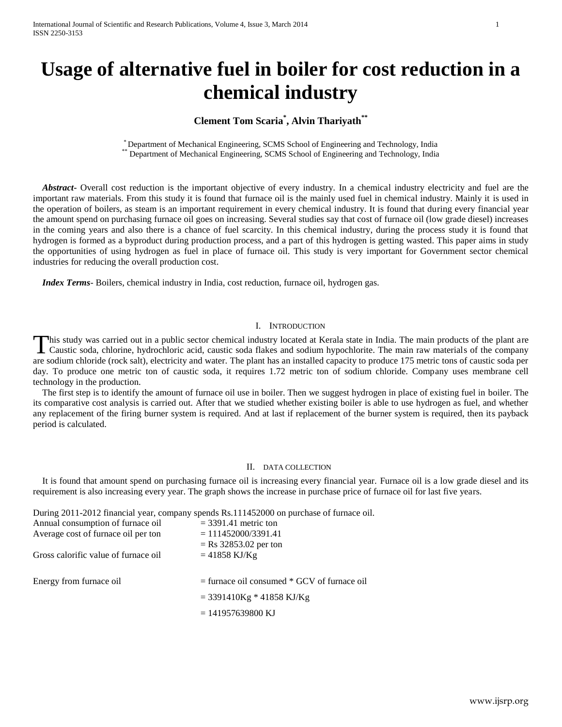# Usage of alternative fuel in boiler for cost reduction in a chemical industry

**Clement Tom Scaria[*], Alvin Thariyath[**]**

[*] Department of Mechanical Engineering, SCMS School of Engineering and Technology, India
[**] Department of Mechanical Engineering, SCMS School of Engineering and Technology, India

***Abstract-*** Overall cost reduction is the important objective of every industry. In a chemical industry electricity and fuel are the important raw materials. From this study it is found that furnace oil is the mainly used fuel in chemical industry. Mainly it is used in the operation of boilers, as steam is an important requirement in every chemical industry. It is found that during every financial year the amount spend on purchasing furnace oil goes on increasing. Several studies say that cost of furnace oil (low grade diesel) increases in the coming years and also there is a chance of fuel scarcity. In this chemical industry, during the process study it is found that hydrogen is formed as a byproduct during production process, and a part of this hydrogen is getting wasted. This paper aims in study the opportunities of using hydrogen as fuel in place of furnace oil. This study is very important for Government sector chemical industries for reducing the overall production cost.

***Index Terms-*** Boilers, chemical industry in India, cost reduction, furnace oil, hydrogen gas.

## I. Introduction

This study was carried out in a public sector chemical industry located at Kerala state in India. The main products of the plant are Caustic soda, chlorine, hydrochloric acid, caustic soda flakes and sodium hypochlorite. The main raw materials of the company are sodium chloride (rock salt), electricity and water. The plant has an installed capacity to produce 175 metric tons of caustic soda per day. To produce one metric ton of caustic soda, it requires 1.72 metric ton of sodium chloride. Company uses membrane cell technology in the production.

The first step is to identify the amount of furnace oil use in boiler. Then we suggest hydrogen in place of existing fuel in boiler. The its comparative cost analysis is carried out. After that we studied whether existing boiler is able to use hydrogen as fuel, and whether any replacement of the firing burner system is required. And at last if replacement of the burner system is required, then its payback period is calculated.

## II. Data Collection

It is found that amount spend on purchasing furnace oil is increasing every financial year. Furnace oil is a low grade diesel and its requirement is also increasing every year. The graph shows the increase in purchase price of furnace oil for last five years.

During 2011-2012 financial year, company spends Rs.111452000 on purchase of furnace oil.

Annual consumption of furnace oil = 3391.41 metric ton

Average cost of furnace oil per ton = 111452000/3391.41
= Rs 32853.02 per ton

Gross calorific value of furnace oil = 41858 KJ/Kg

Energy from furnace oil = furnace oil consumed * GCV of furnace oil
= 3391410Kg * 41858 KJ/Kg
= 141957639800 KJ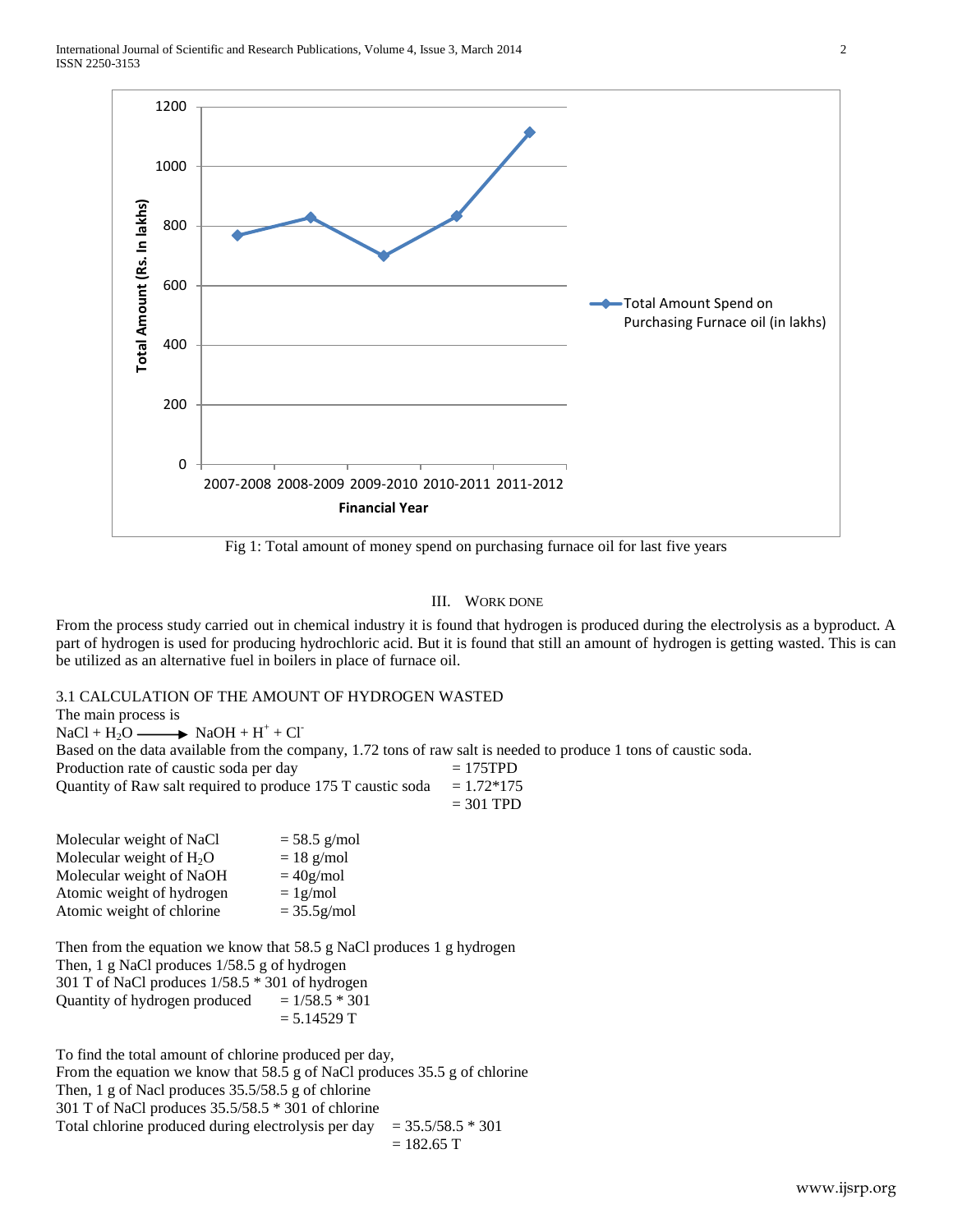Fig 1: Total amount of money spend on purchasing furnace oil for last five years

## III. WORK DONE

From the process study carried out in chemical industry it is found that hydrogen is produced during the electrolysis as a byproduct. A part of hydrogen is used for producing hydrochloric acid. But it is found that still an amount of hydrogen is getting wasted. This is can be utilized as an alternative fuel in boilers in place of furnace oil.

### 3.1 CALCULATION OF THE AMOUNT OF HYDROGEN WASTED

The main process is

$$NaCl + H_2O \longrightarrow NaOH + H^+ + Cl^-$$

Based on the data available from the company, 1.72 tons of raw salt is needed to produce 1 tons of caustic soda.

Production rate of caustic soda per day = 175TPD

Quantity of Raw salt required to produce 175 T caustic soda = 1.72*175
= 301 TPD

Molecular weight of NaCl = 58.5 g/mol
Molecular weight of $H_2O$ = 18 g/mol
Molecular weight of NaOH = 40g/mol
Atomic weight of hydrogen = 1g/mol
Atomic weight of chlorine = 35.5g/mol

Then from the equation we know that 58.5 g NaCl produces 1 g hydrogen
Then, 1 g NaCl produces 1/58.5 g of hydrogen
301 T of NaCl produces 1/58.5 * 301 of hydrogen
Quantity of hydrogen produced = 1/58.5 * 301
= 5.14529 T

To find the total amount of chlorine produced per day,
From the equation we know that 58.5 g of NaCl produces 35.5 g of chlorine
Then, 1 g of Nacl produces 35.5/58.5 g of chlorine
301 T of NaCl produces 35.5/58.5 * 301 of chlorine
Total chlorine produced during electrolysis per day = 35.5/58.5 * 301
= 182.65 T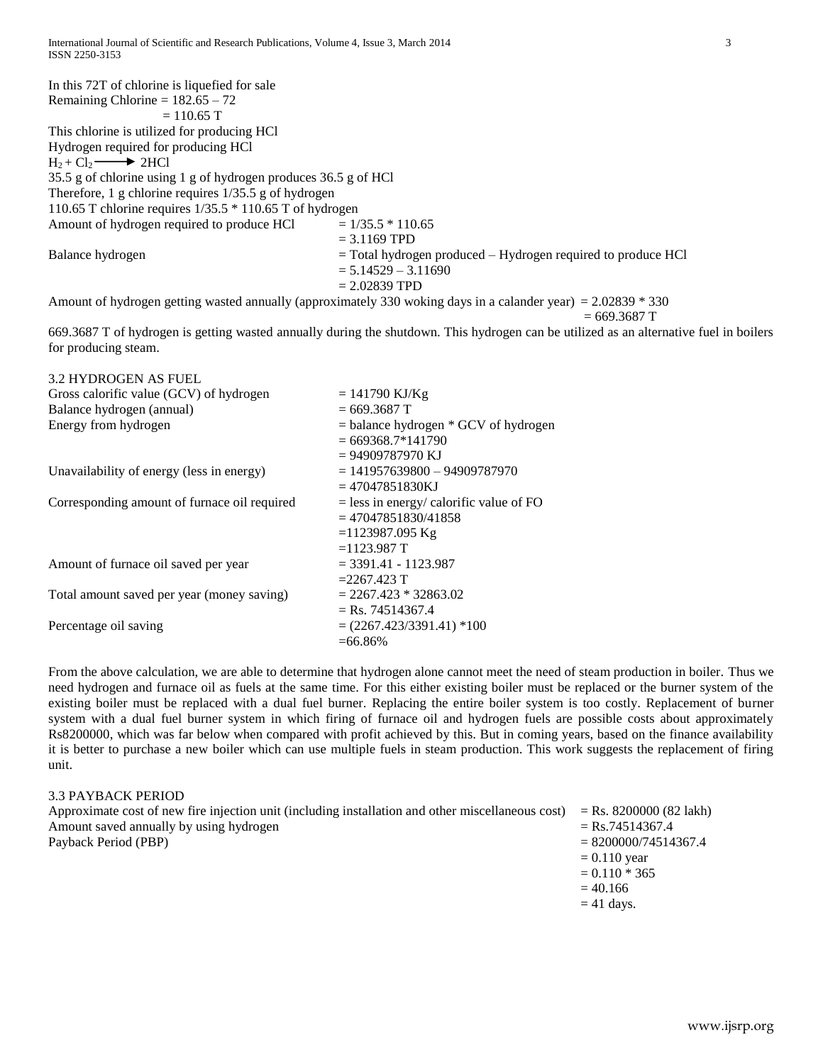In this 72T of chlorine is liquefied for sale

Remaining Chlorine = 182.65 – 72

= 110.65 T

This chlorine is utilized for producing HCl

Hydrogen required for producing HCl

$H_2 + Cl_2 \longrightarrow 2HCl$

35.5 g of chlorine using 1 g of hydrogen produces 36.5 g of HCl

Therefore, 1 g chlorine requires 1/35.5 g of hydrogen

110.65 T chlorine requires 1/35.5 * 110.65 T of hydrogen

| | |
|---|---|
| Amount of hydrogen required to produce HCl | = 1/35.5 * 110.65 |
| | = 3.1169 TPD |
| Balance hydrogen | = Total hydrogen produced – Hydrogen required to produce HCl |
| | = 5.14529 – 3.11690 |
| | = 2.02839 TPD |

Amount of hydrogen getting wasted annually (approximately 330 woking days in a calander year) = 2.02839 * 330

= 669.3687 T

669.3687 T of hydrogen is getting wasted annually during the shutdown. This hydrogen can be utilized as an alternative fuel in boilers for producing steam.

### 3.2 HYDROGEN AS FUEL

| | |
|---|---|
| Gross calorific value (GCV) of hydrogen | = 141790 KJ/Kg |
| Balance hydrogen (annual) | = 669.3687 T |
| Energy from hydrogen | = balance hydrogen * GCV of hydrogen |
| | = 669368.7*141790 |
| | = 94909787970 KJ |
| Unavailability of energy (less in energy) | = 141957639800 – 94909787970 |
| | = 47047851830KJ |
| Corresponding amount of furnace oil required | = less in energy/ calorific value of FO |
| | = 47047851830/41858 |
| | =1123987.095 Kg |
| | =1123.987 T |
| Amount of furnace oil saved per year | = 3391.41 - 1123.987 |
| | =2267.423 T |
| Total amount saved per year (money saving) | = 2267.423 * 32863.02 |
| | = Rs. 74514367.4 |
| Percentage oil saving | = (2267.423/3391.41) *100 |
| | =66.86% |

From the above calculation, we are able to determine that hydrogen alone cannot meet the need of steam production in boiler. Thus we need hydrogen and furnace oil as fuels at the same time. For this either existing boiler must be replaced or the burner system of the existing boiler must be replaced with a dual fuel burner. Replacing the entire boiler system is too costly. Replacement of burner system with a dual fuel burner system in which firing of furnace oil and hydrogen fuels are possible costs about approximately Rs8200000, which was far below when compared with profit achieved by this. But in coming years, based on the finance availability it is better to purchase a new boiler which can use multiple fuels in steam production. This work suggests the replacement of firing unit.

### 3.3 PAYBACK PERIOD

| | |
|---|---|
| Approximate cost of new fire injection unit (including installation and other miscellaneous cost) | = Rs. 8200000 (82 lakh) |
| Amount saved annually by using hydrogen | = Rs.74514367.4 |
| Payback Period (PBP) | = 8200000/74514367.4 |
| | = 0.110 year |
| | = 0.110 * 365 |
| | = 40.166 |
| | = 41 days. |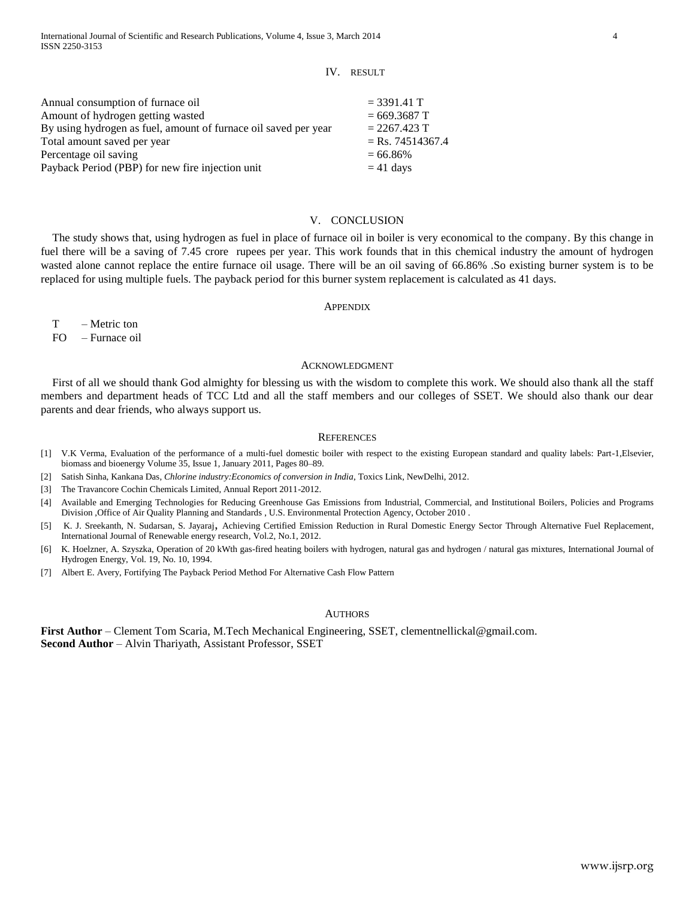## IV. RESULT

| | |
|---|---|
| Annual consumption of furnace oil | = 3391.41 T |
| Amount of hydrogen getting wasted | = 669.3687 T |
| By using hydrogen as fuel, amount of furnace oil saved per year | = 2267.423 T |
| Total amount saved per year | = Rs. 74514367.4 |
| Percentage oil saving | = 66.86% |
| Payback Period (PBP) for new fire injection unit | = 41 days |

## V. CONCLUSION

The study shows that, using hydrogen as fuel in place of furnace oil in boiler is very economical to the company. By this change in fuel there will be a saving of 7.45 crore rupees per year. This work founds that in this chemical industry the amount of hydrogen wasted alone cannot replace the entire furnace oil usage. There will be an oil saving of 66.86% .So existing burner system is to be replaced for using multiple fuels. The payback period for this burner system replacement is calculated as 41 days.

## APPENDIX

T – Metric ton
FO – Furnace oil

## ACKNOWLEDGMENT

First of all we should thank God almighty for blessing us with the wisdom to complete this work. We should also thank all the staff members and department heads of TCC Ltd and all the staff members and our colleges of SSET. We should also thank our dear parents and dear friends, who always support us.

## REFERENCES

[1] V.K Verma, Evaluation of the performance of a multi-fuel domestic boiler with respect to the existing European standard and quality labels: Part-1,Elsevier, biomass and bioenergy Volume 35, Issue 1, January 2011, Pages 80–89.

[2] Satish Sinha, Kankana Das, *Chlorine industry:Economics of conversion in India*, Toxics Link, NewDelhi, 2012.

[3] The Travancore Cochin Chemicals Limited, Annual Report 2011-2012.

[4] Available and Emerging Technologies for Reducing Greenhouse Gas Emissions from Industrial, Commercial, and Institutional Boilers, Policies and Programs Division ,Office of Air Quality Planning and Standards , U.S. Environmental Protection Agency, October 2010 .

[5] K. J. Sreekanth, N. Sudarsan, S. Jayaraj, Achieving Certified Emission Reduction in Rural Domestic Energy Sector Through Alternative Fuel Replacement, International Journal of Renewable energy research, Vol.2, No.1, 2012.

[6] K. Hoelzner, A. Szyszka, Operation of 20 kWth gas-fired heating boilers with hydrogen, natural gas and hydrogen / natural gas mixtures, International Journal of Hydrogen Energy, Vol. 19, No. 10, 1994.

[7] Albert E. Avery, Fortifying The Payback Period Method For Alternative Cash Flow Pattern

## AUTHORS

**First Author** – Clement Tom Scaria, M.Tech Mechanical Engineering, SSET, clementnellickal@gmail.com.
**Second Author** – Alvin Thariyath, Assistant Professor, SSET